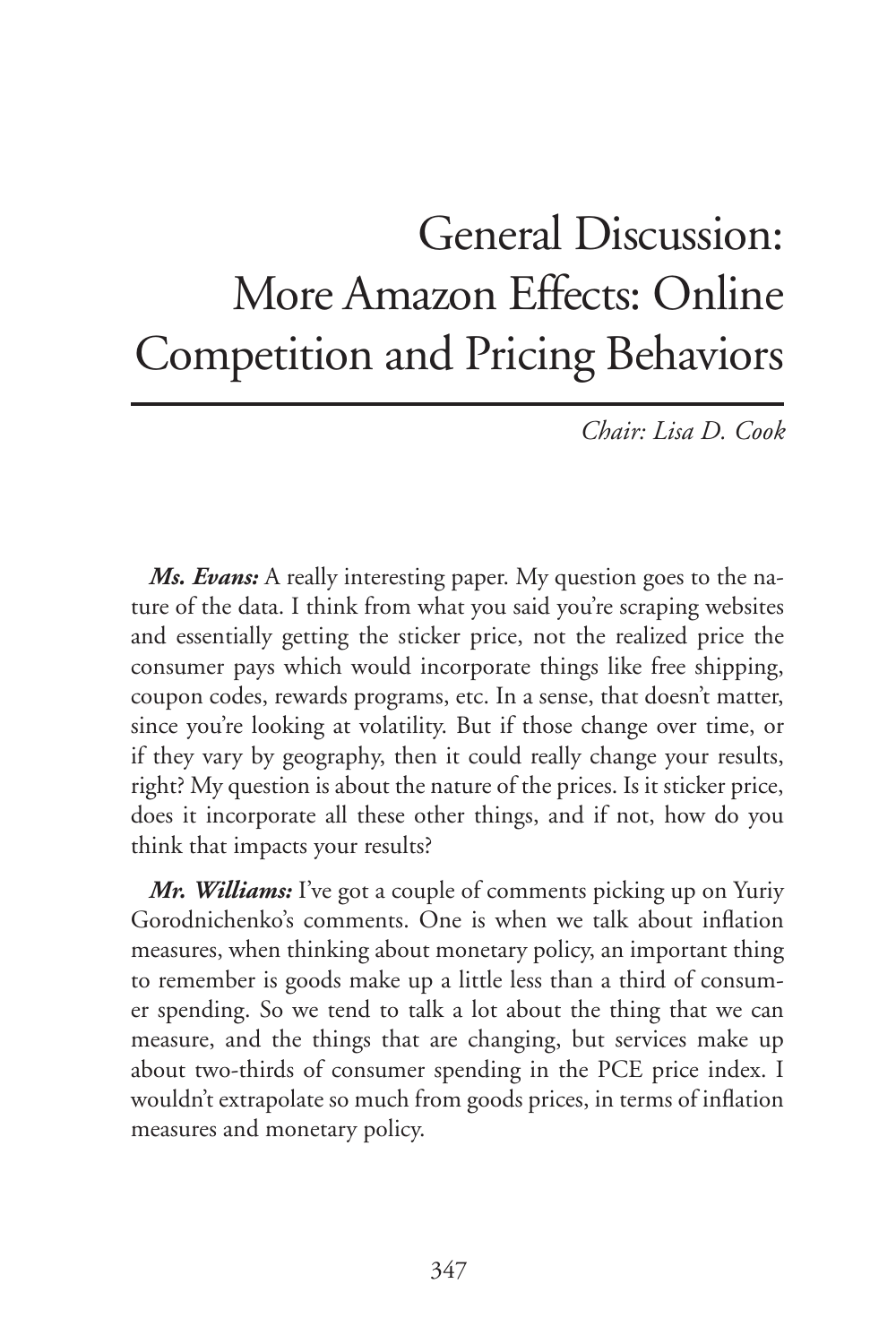# General Discussion: More Amazon Effects: Online Competition and Pricing Behaviors

*Chair: Lisa D. Cook*

***Ms. Evans:*** A really interesting paper. My question goes to the nature of the data. I think from what you said you're scraping websites and essentially getting the sticker price, not the realized price the consumer pays which would incorporate things like free shipping, coupon codes, rewards programs, etc. In a sense, that doesn't matter, since you're looking at volatility. But if those change over time, or if they vary by geography, then it could really change your results, right? My question is about the nature of the prices. Is it sticker price, does it incorporate all these other things, and if not, how do you think that impacts your results?

***Mr. Williams:*** I've got a couple of comments picking up on Yuriy Gorodnichenko's comments. One is when we talk about inflation measures, when thinking about monetary policy, an important thing to remember is goods make up a little less than a third of consumer spending. So we tend to talk a lot about the thing that we can measure, and the things that are changing, but services make up about two-thirds of consumer spending in the PCE price index. I wouldn't extrapolate so much from goods prices, in terms of inflation measures and monetary policy.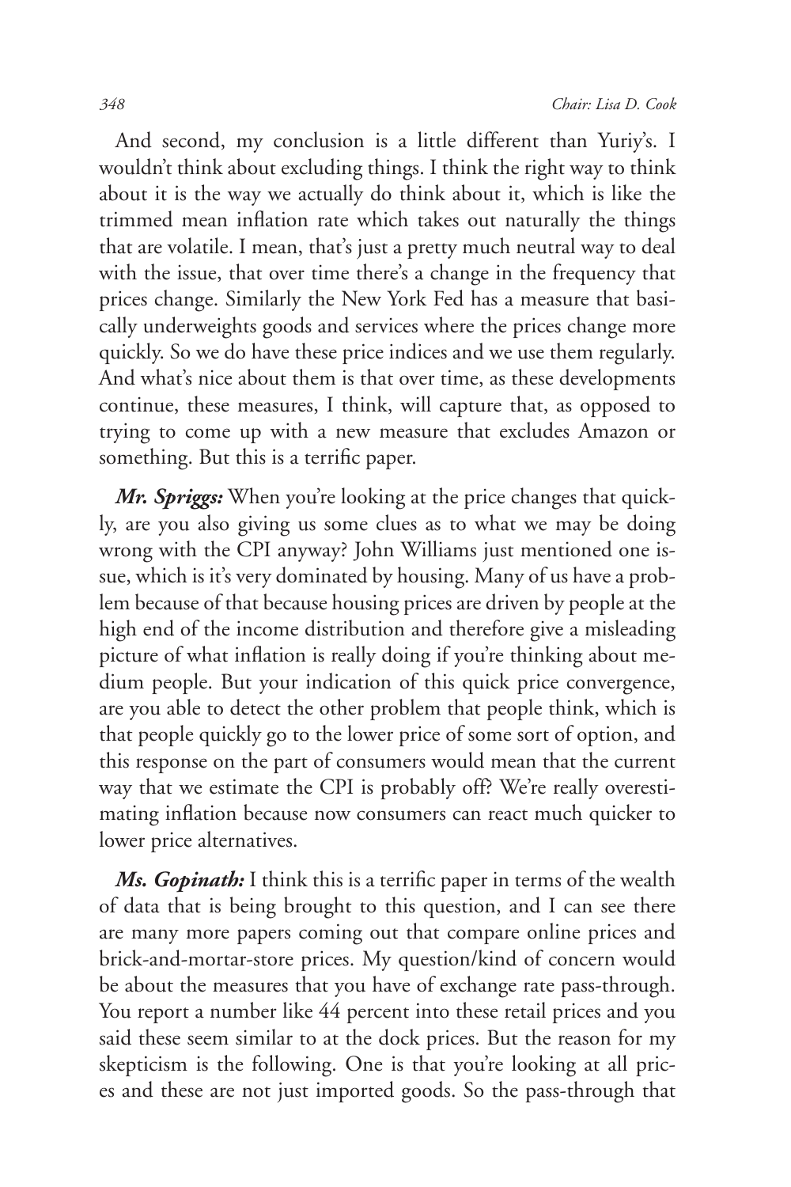And second, my conclusion is a little different than Yuriy's. I wouldn't think about excluding things. I think the right way to think about it is the way we actually do think about it, which is like the trimmed mean inflation rate which takes out naturally the things that are volatile. I mean, that's just a pretty much neutral way to deal with the issue, that over time there's a change in the frequency that prices change. Similarly the New York Fed has a measure that basically underweights goods and services where the prices change more quickly. So we do have these price indices and we use them regularly. And what's nice about them is that over time, as these developments continue, these measures, I think, will capture that, as opposed to trying to come up with a new measure that excludes Amazon or something. But this is a terrific paper.

***Mr. Spriggs:*** When you're looking at the price changes that quickly, are you also giving us some clues as to what we may be doing wrong with the CPI anyway? John Williams just mentioned one issue, which is it's very dominated by housing. Many of us have a problem because of that because housing prices are driven by people at the high end of the income distribution and therefore give a misleading picture of what inflation is really doing if you're thinking about medium people. But your indication of this quick price convergence, are you able to detect the other problem that people think, which is that people quickly go to the lower price of some sort of option, and this response on the part of consumers would mean that the current way that we estimate the CPI is probably off? We're really overestimating inflation because now consumers can react much quicker to lower price alternatives.

***Ms. Gopinath:*** I think this is a terrific paper in terms of the wealth of data that is being brought to this question, and I can see there are many more papers coming out that compare online prices and brick-and-mortar-store prices. My question/kind of concern would be about the measures that you have of exchange rate pass-through. You report a number like 44 percent into these retail prices and you said these seem similar to at the dock prices. But the reason for my skepticism is the following. One is that you're looking at all prices and these are not just imported goods. So the pass-through that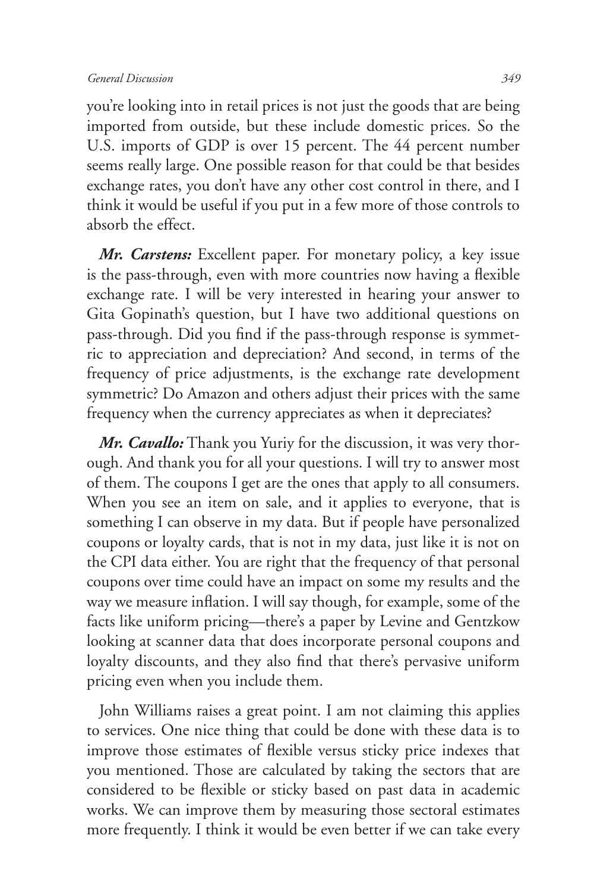you're looking into in retail prices is not just the goods that are being imported from outside, but these include domestic prices. So the U.S. imports of GDP is over 15 percent. The 44 percent number seems really large. One possible reason for that could be that besides exchange rates, you don't have any other cost control in there, and I think it would be useful if you put in a few more of those controls to absorb the effect.

***Mr. Carstens:*** Excellent paper. For monetary policy, a key issue is the pass-through, even with more countries now having a flexible exchange rate. I will be very interested in hearing your answer to Gita Gopinath's question, but I have two additional questions on pass-through. Did you find if the pass-through response is symmetric to appreciation and depreciation? And second, in terms of the frequency of price adjustments, is the exchange rate development symmetric? Do Amazon and others adjust their prices with the same frequency when the currency appreciates as when it depreciates?

***Mr. Cavallo:*** Thank you Yuriy for the discussion, it was very thorough. And thank you for all your questions. I will try to answer most of them. The coupons I get are the ones that apply to all consumers. When you see an item on sale, and it applies to everyone, that is something I can observe in my data. But if people have personalized coupons or loyalty cards, that is not in my data, just like it is not on the CPI data either. You are right that the frequency of that personal coupons over time could have an impact on some my results and the way we measure inflation. I will say though, for example, some of the facts like uniform pricing—there's a paper by Levine and Gentzkow looking at scanner data that does incorporate personal coupons and loyalty discounts, and they also find that there's pervasive uniform pricing even when you include them.

John Williams raises a great point. I am not claiming this applies to services. One nice thing that could be done with these data is to improve those estimates of flexible versus sticky price indexes that you mentioned. Those are calculated by taking the sectors that are considered to be flexible or sticky based on past data in academic works. We can improve them by measuring those sectoral estimates more frequently. I think it would be even better if we can take every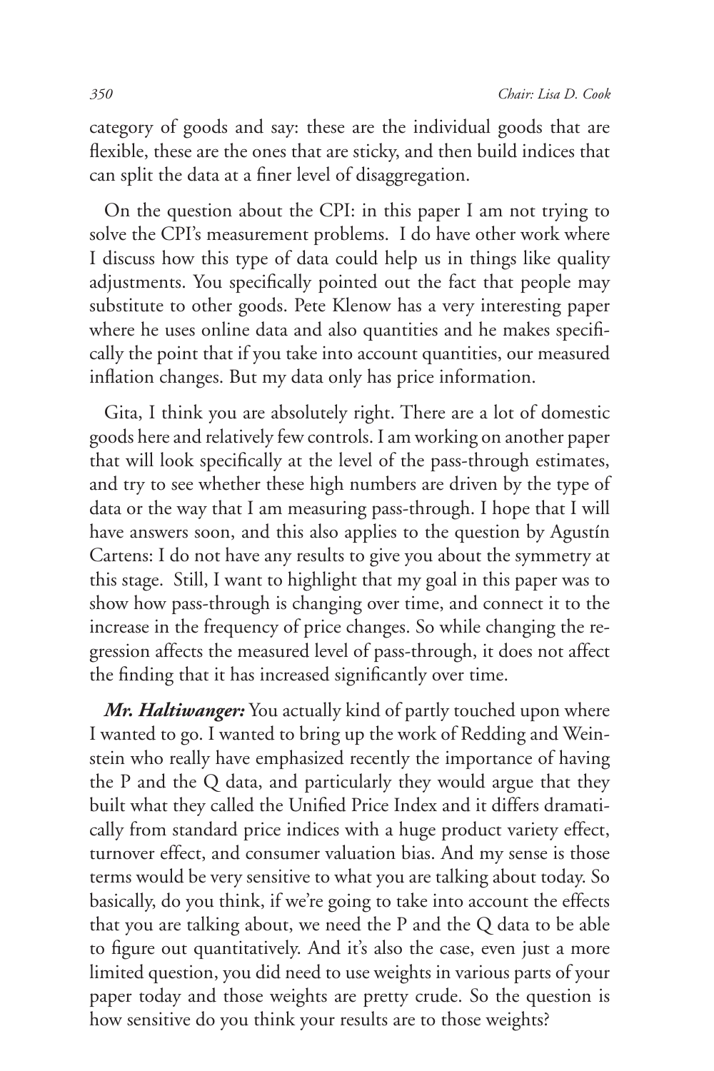category of goods and say: these are the individual goods that are flexible, these are the ones that are sticky, and then build indices that can split the data at a finer level of disaggregation.

On the question about the CPI: in this paper I am not trying to solve the CPI's measurement problems. I do have other work where I discuss how this type of data could help us in things like quality adjustments. You specifically pointed out the fact that people may substitute to other goods. Pete Klenow has a very interesting paper where he uses online data and also quantities and he makes specifically the point that if you take into account quantities, our measured inflation changes. But my data only has price information.

Gita, I think you are absolutely right. There are a lot of domestic goods here and relatively few controls. I am working on another paper that will look specifically at the level of the pass-through estimates, and try to see whether these high numbers are driven by the type of data or the way that I am measuring pass-through. I hope that I will have answers soon, and this also applies to the question by Agustín Cartens: I do not have any results to give you about the symmetry at this stage. Still, I want to highlight that my goal in this paper was to show how pass-through is changing over time, and connect it to the increase in the frequency of price changes. So while changing the regression affects the measured level of pass-through, it does not affect the finding that it has increased significantly over time.

***Mr. Haltiwanger:*** You actually kind of partly touched upon where I wanted to go. I wanted to bring up the work of Redding and Weinstein who really have emphasized recently the importance of having the P and the Q data, and particularly they would argue that they built what they called the Unified Price Index and it differs dramatically from standard price indices with a huge product variety effect, turnover effect, and consumer valuation bias. And my sense is those terms would be very sensitive to what you are talking about today. So basically, do you think, if we're going to take into account the effects that you are talking about, we need the P and the Q data to be able to figure out quantitatively. And it's also the case, even just a more limited question, you did need to use weights in various parts of your paper today and those weights are pretty crude. So the question is how sensitive do you think your results are to those weights?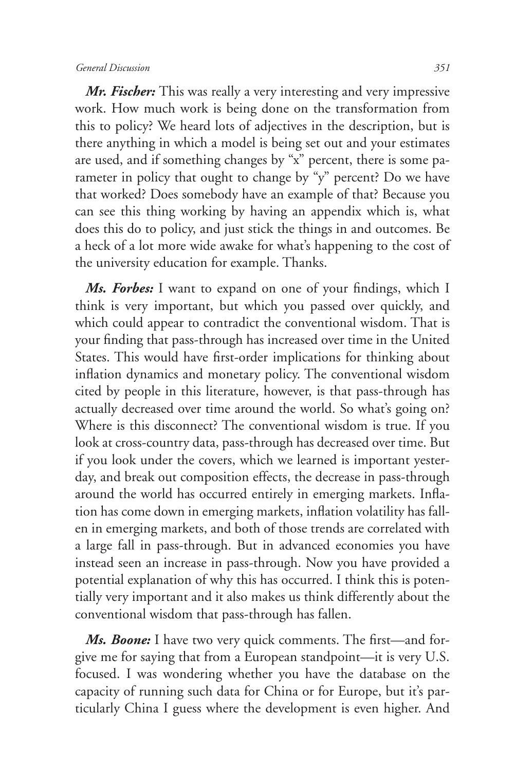***Mr. Fischer:*** This was really a very interesting and very impressive work. How much work is being done on the transformation from this to policy? We heard lots of adjectives in the description, but is there anything in which a model is being set out and your estimates are used, and if something changes by "x" percent, there is some parameter in policy that ought to change by "y" percent? Do we have that worked? Does somebody have an example of that? Because you can see this thing working by having an appendix which is, what does this do to policy, and just stick the things in and outcomes. Be a heck of a lot more wide awake for what's happening to the cost of the university education for example. Thanks.

***Ms. Forbes:*** I want to expand on one of your findings, which I think is very important, but which you passed over quickly, and which could appear to contradict the conventional wisdom. That is your finding that pass-through has increased over time in the United States. This would have first-order implications for thinking about inflation dynamics and monetary policy. The conventional wisdom cited by people in this literature, however, is that pass-through has actually decreased over time around the world. So what's going on? Where is this disconnect? The conventional wisdom is true. If you look at cross-country data, pass-through has decreased over time. But if you look under the covers, which we learned is important yesterday, and break out composition effects, the decrease in pass-through around the world has occurred entirely in emerging markets. Inflation has come down in emerging markets, inflation volatility has fallen in emerging markets, and both of those trends are correlated with a large fall in pass-through. But in advanced economies you have instead seen an increase in pass-through. Now you have provided a potential explanation of why this has occurred. I think this is potentially very important and it also makes us think differently about the conventional wisdom that pass-through has fallen.

***Ms. Boone:*** I have two very quick comments. The first—and forgive me for saying that from a European standpoint—it is very U.S. focused. I was wondering whether you have the database on the capacity of running such data for China or for Europe, but it's particularly China I guess where the development is even higher. And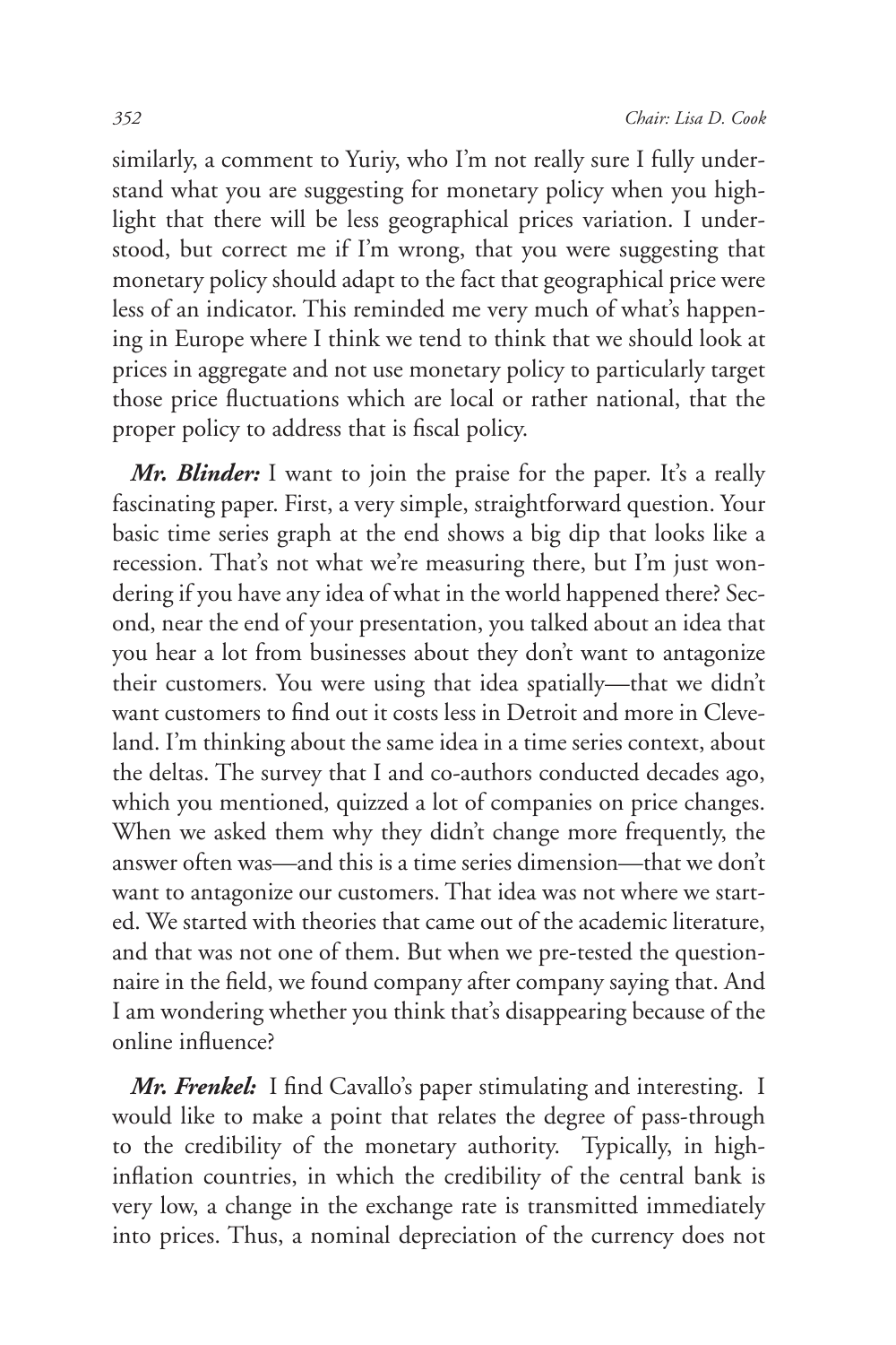similarly, a comment to Yuriy, who I'm not really sure I fully understand what you are suggesting for monetary policy when you highlight that there will be less geographical prices variation. I understood, but correct me if I'm wrong, that you were suggesting that monetary policy should adapt to the fact that geographical price were less of an indicator. This reminded me very much of what's happening in Europe where I think we tend to think that we should look at prices in aggregate and not use monetary policy to particularly target those price fluctuations which are local or rather national, that the proper policy to address that is fiscal policy.

***Mr. Blinder:*** I want to join the praise for the paper. It's a really fascinating paper. First, a very simple, straightforward question. Your basic time series graph at the end shows a big dip that looks like a recession. That's not what we're measuring there, but I'm just wondering if you have any idea of what in the world happened there? Second, near the end of your presentation, you talked about an idea that you hear a lot from businesses about they don't want to antagonize their customers. You were using that idea spatially—that we didn't want customers to find out it costs less in Detroit and more in Cleveland. I'm thinking about the same idea in a time series context, about the deltas. The survey that I and co-authors conducted decades ago, which you mentioned, quizzed a lot of companies on price changes. When we asked them why they didn't change more frequently, the answer often was—and this is a time series dimension—that we don't want to antagonize our customers. That idea was not where we started. We started with theories that came out of the academic literature, and that was not one of them. But when we pre-tested the questionnaire in the field, we found company after company saying that. And I am wondering whether you think that's disappearing because of the online influence?

***Mr. Frenkel:*** I find Cavallo's paper stimulating and interesting. I would like to make a point that relates the degree of pass-through to the credibility of the monetary authority. Typically, in high-inflation countries, in which the credibility of the central bank is very low, a change in the exchange rate is transmitted immediately into prices. Thus, a nominal depreciation of the currency does not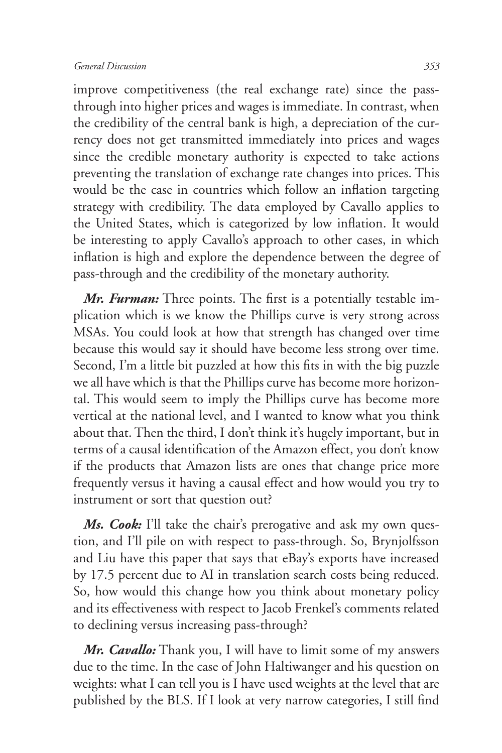improve competitiveness (the real exchange rate) since the pass-through into higher prices and wages is immediate. In contrast, when the credibility of the central bank is high, a depreciation of the currency does not get transmitted immediately into prices and wages since the credible monetary authority is expected to take actions preventing the translation of exchange rate changes into prices. This would be the case in countries which follow an inflation targeting strategy with credibility. The data employed by Cavallo applies to the United States, which is categorized by low inflation. It would be interesting to apply Cavallo's approach to other cases, in which inflation is high and explore the dependence between the degree of pass-through and the credibility of the monetary authority.

***Mr. Furman:*** Three points. The first is a potentially testable implication which is we know the Phillips curve is very strong across MSAs. You could look at how that strength has changed over time because this would say it should have become less strong over time. Second, I'm a little bit puzzled at how this fits in with the big puzzle we all have which is that the Phillips curve has become more horizontal. This would seem to imply the Phillips curve has become more vertical at the national level, and I wanted to know what you think about that. Then the third, I don't think it's hugely important, but in terms of a causal identification of the Amazon effect, you don't know if the products that Amazon lists are ones that change price more frequently versus it having a causal effect and how would you try to instrument or sort that question out?

***Ms. Cook:*** I'll take the chair's prerogative and ask my own question, and I'll pile on with respect to pass-through. So, Brynjolfsson and Liu have this paper that says that eBay's exports have increased by 17.5 percent due to AI in translation search costs being reduced. So, how would this change how you think about monetary policy and its effectiveness with respect to Jacob Frenkel's comments related to declining versus increasing pass-through?

***Mr. Cavallo:*** Thank you, I will have to limit some of my answers due to the time. In the case of John Haltiwanger and his question on weights: what I can tell you is I have used weights at the level that are published by the BLS. If I look at very narrow categories, I still find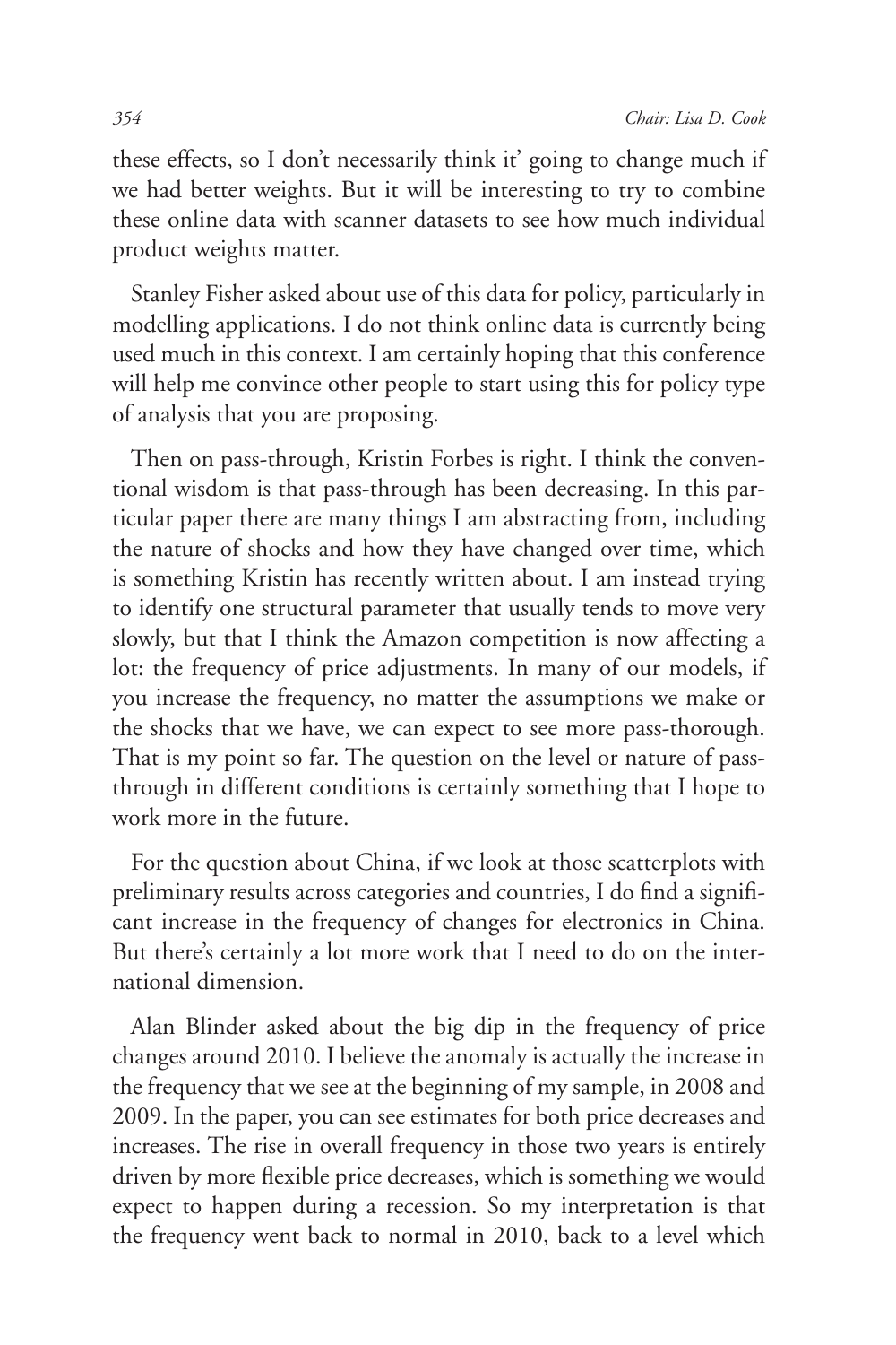these effects, so I don't necessarily think it' going to change much if we had better weights. But it will be interesting to try to combine these online data with scanner datasets to see how much individual product weights matter.

Stanley Fisher asked about use of this data for policy, particularly in modelling applications. I do not think online data is currently being used much in this context. I am certainly hoping that this conference will help me convince other people to start using this for policy type of analysis that you are proposing.

Then on pass-through, Kristin Forbes is right. I think the conventional wisdom is that pass-through has been decreasing. In this particular paper there are many things I am abstracting from, including the nature of shocks and how they have changed over time, which is something Kristin has recently written about. I am instead trying to identify one structural parameter that usually tends to move very slowly, but that I think the Amazon competition is now affecting a lot: the frequency of price adjustments. In many of our models, if you increase the frequency, no matter the assumptions we make or the shocks that we have, we can expect to see more pass-thorough. That is my point so far. The question on the level or nature of pass-through in different conditions is certainly something that I hope to work more in the future.

For the question about China, if we look at those scatterplots with preliminary results across categories and countries, I do find a significant increase in the frequency of changes for electronics in China. But there's certainly a lot more work that I need to do on the international dimension.

Alan Blinder asked about the big dip in the frequency of price changes around 2010. I believe the anomaly is actually the increase in the frequency that we see at the beginning of my sample, in 2008 and 2009. In the paper, you can see estimates for both price decreases and increases. The rise in overall frequency in those two years is entirely driven by more flexible price decreases, which is something we would expect to happen during a recession. So my interpretation is that the frequency went back to normal in 2010, back to a level which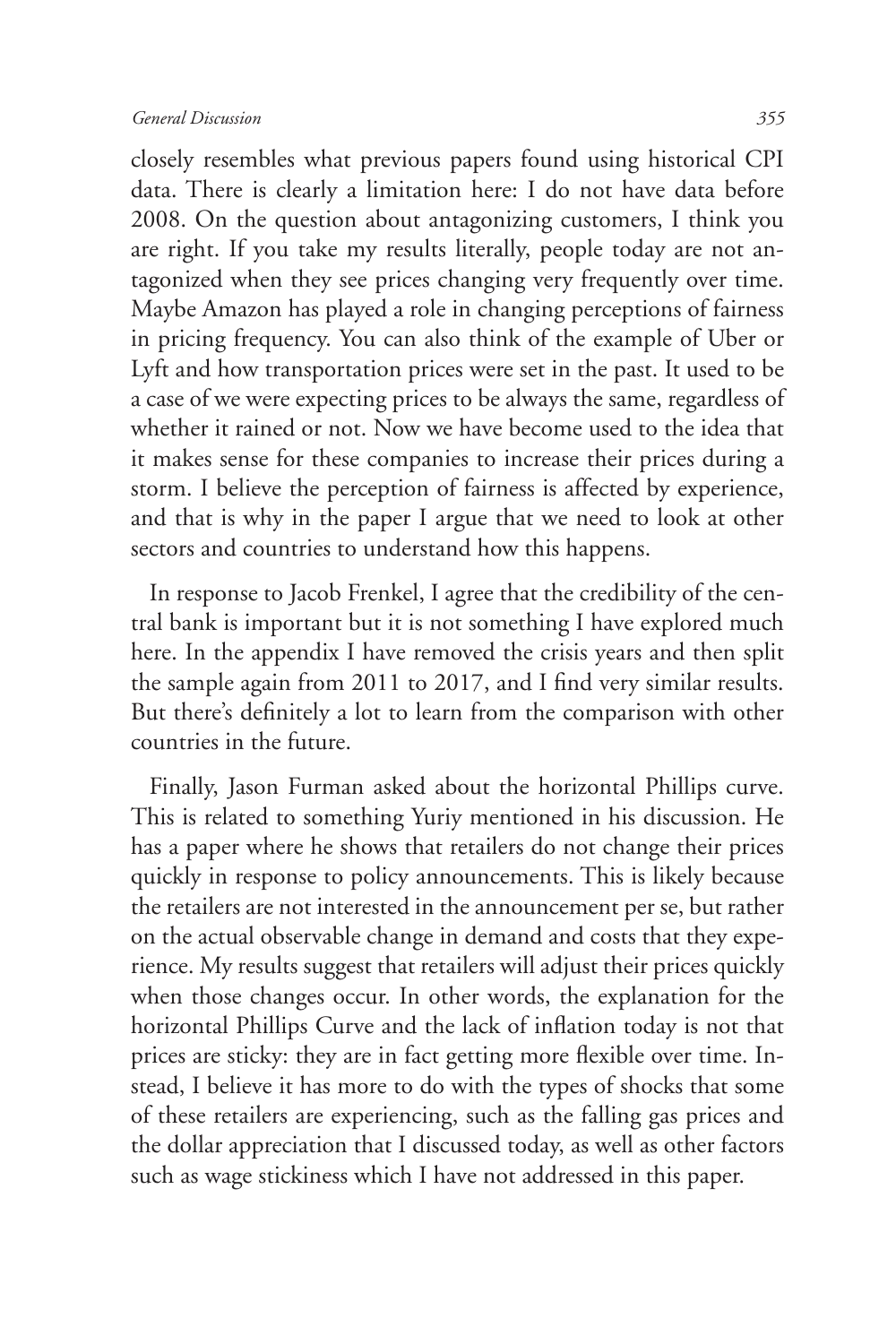closely resembles what previous papers found using historical CPI data. There is clearly a limitation here: I do not have data before 2008. On the question about antagonizing customers, I think you are right. If you take my results literally, people today are not antagonized when they see prices changing very frequently over time. Maybe Amazon has played a role in changing perceptions of fairness in pricing frequency. You can also think of the example of Uber or Lyft and how transportation prices were set in the past. It used to be a case of we were expecting prices to be always the same, regardless of whether it rained or not. Now we have become used to the idea that it makes sense for these companies to increase their prices during a storm. I believe the perception of fairness is affected by experience, and that is why in the paper I argue that we need to look at other sectors and countries to understand how this happens.

In response to Jacob Frenkel, I agree that the credibility of the central bank is important but it is not something I have explored much here. In the appendix I have removed the crisis years and then split the sample again from 2011 to 2017, and I find very similar results. But there's definitely a lot to learn from the comparison with other countries in the future.

Finally, Jason Furman asked about the horizontal Phillips curve. This is related to something Yuriy mentioned in his discussion. He has a paper where he shows that retailers do not change their prices quickly in response to policy announcements. This is likely because the retailers are not interested in the announcement per se, but rather on the actual observable change in demand and costs that they experience. My results suggest that retailers will adjust their prices quickly when those changes occur. In other words, the explanation for the horizontal Phillips Curve and the lack of inflation today is not that prices are sticky: they are in fact getting more flexible over time. Instead, I believe it has more to do with the types of shocks that some of these retailers are experiencing, such as the falling gas prices and the dollar appreciation that I discussed today, as well as other factors such as wage stickiness which I have not addressed in this paper.